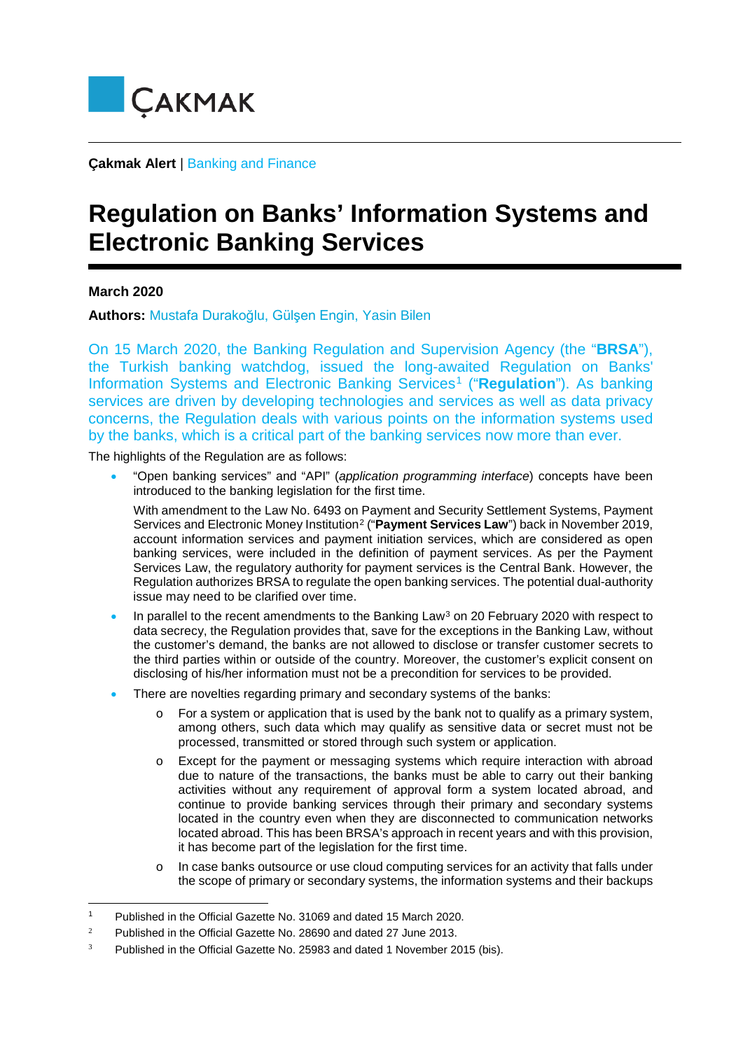ÇAKMAK

**Çakmak Alert** | Banking and Finance

# Regulation on Banks' Information Systems and Electronic Banking Services

**March 2020**

**Authors:** Mustafa Durakoğlu, Gülşen Engin, Yasin Bilen

On 15 March 2020, the Banking Regulation and Supervision Agency (the "**BRSA**"), the Turkish banking watchdog, issued the long-awaited Regulation on Banks' Information Systems and Electronic Banking Services[1] ("**Regulation**"). As banking services are driven by developing technologies and services as well as data privacy concerns, the Regulation deals with various points on the information systems used by the banks, which is a critical part of the banking services now more than ever.

The highlights of the Regulation are as follows:

- "Open banking services" and "API" (*application programming interface*) concepts have been introduced to the banking legislation for the first time.

  With amendment to the Law No. 6493 on Payment and Security Settlement Systems, Payment Services and Electronic Money Institution[2] ("**Payment Services Law**") back in November 2019, account information services and payment initiation services, which are considered as open banking services, were included in the definition of payment services. As per the Payment Services Law, the regulatory authority for payment services is the Central Bank. However, the Regulation authorizes BRSA to regulate the open banking services. The potential dual-authority issue may need to be clarified over time.

- In parallel to the recent amendments to the Banking Law[3] on 20 February 2020 with respect to data secrecy, the Regulation provides that, save for the exceptions in the Banking Law, without the customer's demand, the banks are not allowed to disclose or transfer customer secrets to the third parties within or outside of the country. Moreover, the customer's explicit consent on disclosing of his/her information must not be a precondition for services to be provided.

- There are novelties regarding primary and secondary systems of the banks:
  - For a system or application that is used by the bank not to qualify as a primary system, among others, such data which may qualify as sensitive data or secret must not be processed, transmitted or stored through such system or application.
  - Except for the payment or messaging systems which require interaction with abroad due to nature of the transactions, the banks must be able to carry out their banking activities without any requirement of approval form a system located abroad, and continue to provide banking services through their primary and secondary systems located in the country even when they are disconnected to communication networks located abroad. This has been BRSA's approach in recent years and with this provision, it has become part of the legislation for the first time.
  - In case banks outsource or use cloud computing services for an activity that falls under the scope of primary or secondary systems, the information systems and their backups

---

[1] Published in the Official Gazette No. 31069 and dated 15 March 2020.

[2] Published in the Official Gazette No. 28690 and dated 27 June 2013.

[3] Published in the Official Gazette No. 25983 and dated 1 November 2015 (bis).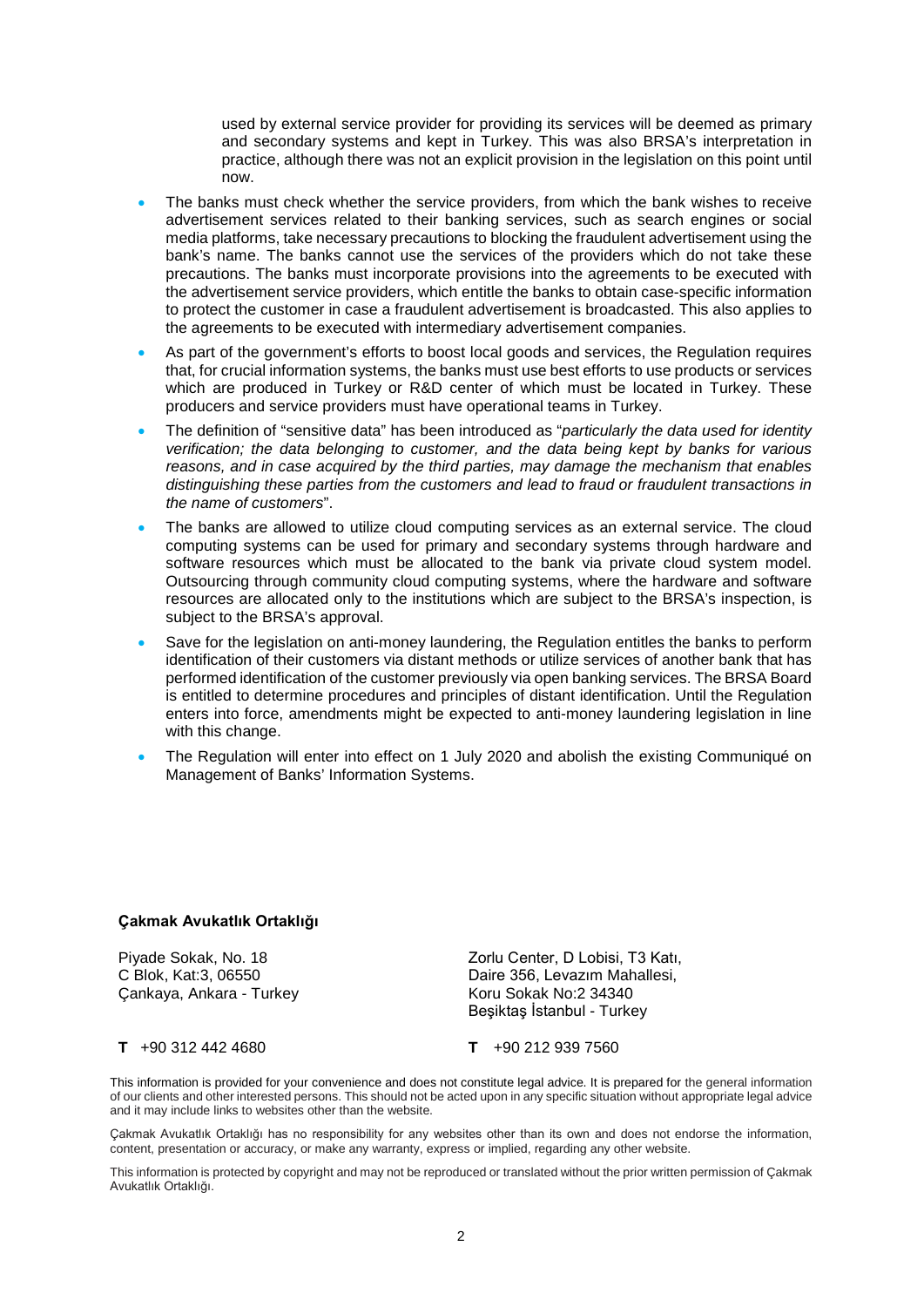used by external service provider for providing its services will be deemed as primary and secondary systems and kept in Turkey. This was also BRSA's interpretation in practice, although there was not an explicit provision in the legislation on this point until now.

- The banks must check whether the service providers, from which the bank wishes to receive advertisement services related to their banking services, such as search engines or social media platforms, take necessary precautions to blocking the fraudulent advertisement using the bank's name. The banks cannot use the services of the providers which do not take these precautions. The banks must incorporate provisions into the agreements to be executed with the advertisement service providers, which entitle the banks to obtain case-specific information to protect the customer in case a fraudulent advertisement is broadcasted. This also applies to the agreements to be executed with intermediary advertisement companies.
- As part of the government's efforts to boost local goods and services, the Regulation requires that, for crucial information systems, the banks must use best efforts to use products or services which are produced in Turkey or R&D center of which must be located in Turkey. These producers and service providers must have operational teams in Turkey.
- The definition of "sensitive data" has been introduced as "*particularly the data used for identity verification; the data belonging to customer, and the data being kept by banks for various reasons, and in case acquired by the third parties, may damage the mechanism that enables distinguishing these parties from the customers and lead to fraud or fraudulent transactions in the name of customers*".
- The banks are allowed to utilize cloud computing services as an external service. The cloud computing systems can be used for primary and secondary systems through hardware and software resources which must be allocated to the bank via private cloud system model. Outsourcing through community cloud computing systems, where the hardware and software resources are allocated only to the institutions which are subject to the BRSA's inspection, is subject to the BRSA's approval.
- Save for the legislation on anti-money laundering, the Regulation entitles the banks to perform identification of their customers via distant methods or utilize services of another bank that has performed identification of the customer previously via open banking services. The BRSA Board is entitled to determine procedures and principles of distant identification. Until the Regulation enters into force, amendments might be expected to anti-money laundering legislation in line with this change.
- The Regulation will enter into effect on 1 July 2020 and abolish the existing Communiqué on Management of Banks' Information Systems.

**Çakmak Avukatlık Ortaklığı**

Piyade Sokak, No. 18
C Blok, Kat:3, 06550
Çankaya, Ankara - Turkey

**T** +90 312 442 4680

Zorlu Center, D Lobisi, T3 Katı,
Daire 356, Levazım Mahallesi,
Koru Sokak No:2 34340
Beşiktaş İstanbul - Turkey

**T** +90 212 939 7560

This information is provided for your convenience and does not constitute legal advice. It is prepared for the general information of our clients and other interested persons. This should not be acted upon in any specific situation without appropriate legal advice and it may include links to websites other than the website.

Çakmak Avukatlık Ortaklığı has no responsibility for any websites other than its own and does not endorse the information, content, presentation or accuracy, or make any warranty, express or implied, regarding any other website.

This information is protected by copyright and may not be reproduced or translated without the prior written permission of Çakmak Avukatlık Ortaklığı.